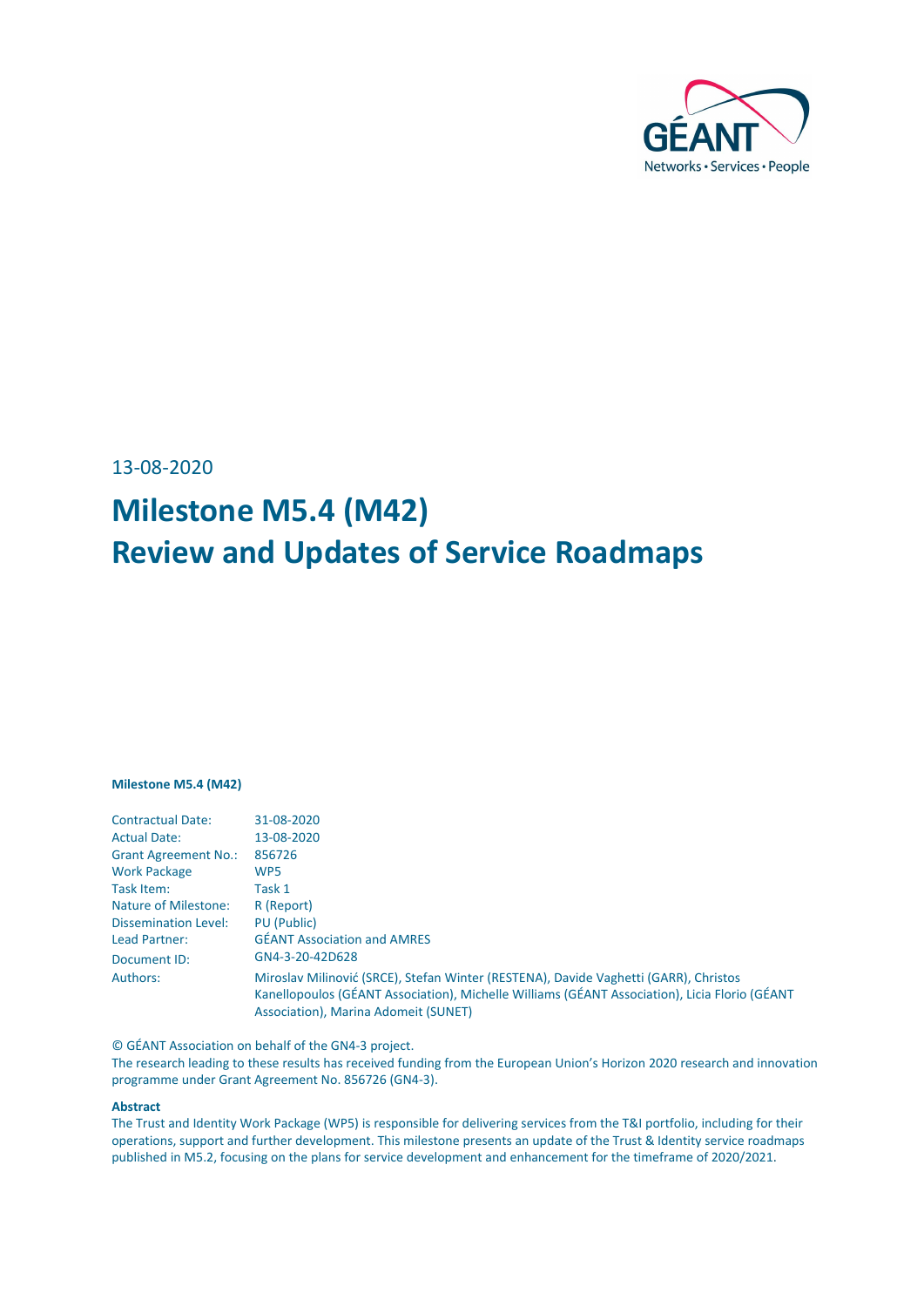13-08-2020

# Milestone M5.4 (M42)
# Review and Updates of Service Roadmaps

**Milestone M5.4 (M42)**

| | |
|---|---|
| Contractual Date: | 31-08-2020 |
| Actual Date: | 13-08-2020 |
| Grant Agreement No.: | 856726 |
| Work Package | WP5 |
| Task Item: | Task 1 |
| Nature of Milestone: | R (Report) |
| Dissemination Level: | PU (Public) |
| Lead Partner: | GÉANT Association and AMRES |
| Document ID: | GN4-3-20-42D628 |
| Authors: | Miroslav Milinović (SRCE), Stefan Winter (RESTENA), Davide Vaghetti (GARR), Christos Kanellopoulos (GÉANT Association), Michelle Williams (GÉANT Association), Licia Florio (GÉANT Association), Marina Adomeit (SUNET) |

© GÉANT Association on behalf of the GN4-3 project.
The research leading to these results has received funding from the European Union's Horizon 2020 research and innovation programme under Grant Agreement No. 856726 (GN4-3).

**Abstract**
The Trust and Identity Work Package (WP5) is responsible for delivering services from the T&I portfolio, including for their operations, support and further development. This milestone presents an update of the Trust & Identity service roadmaps published in M5.2, focusing on the plans for service development and enhancement for the timeframe of 2020/2021.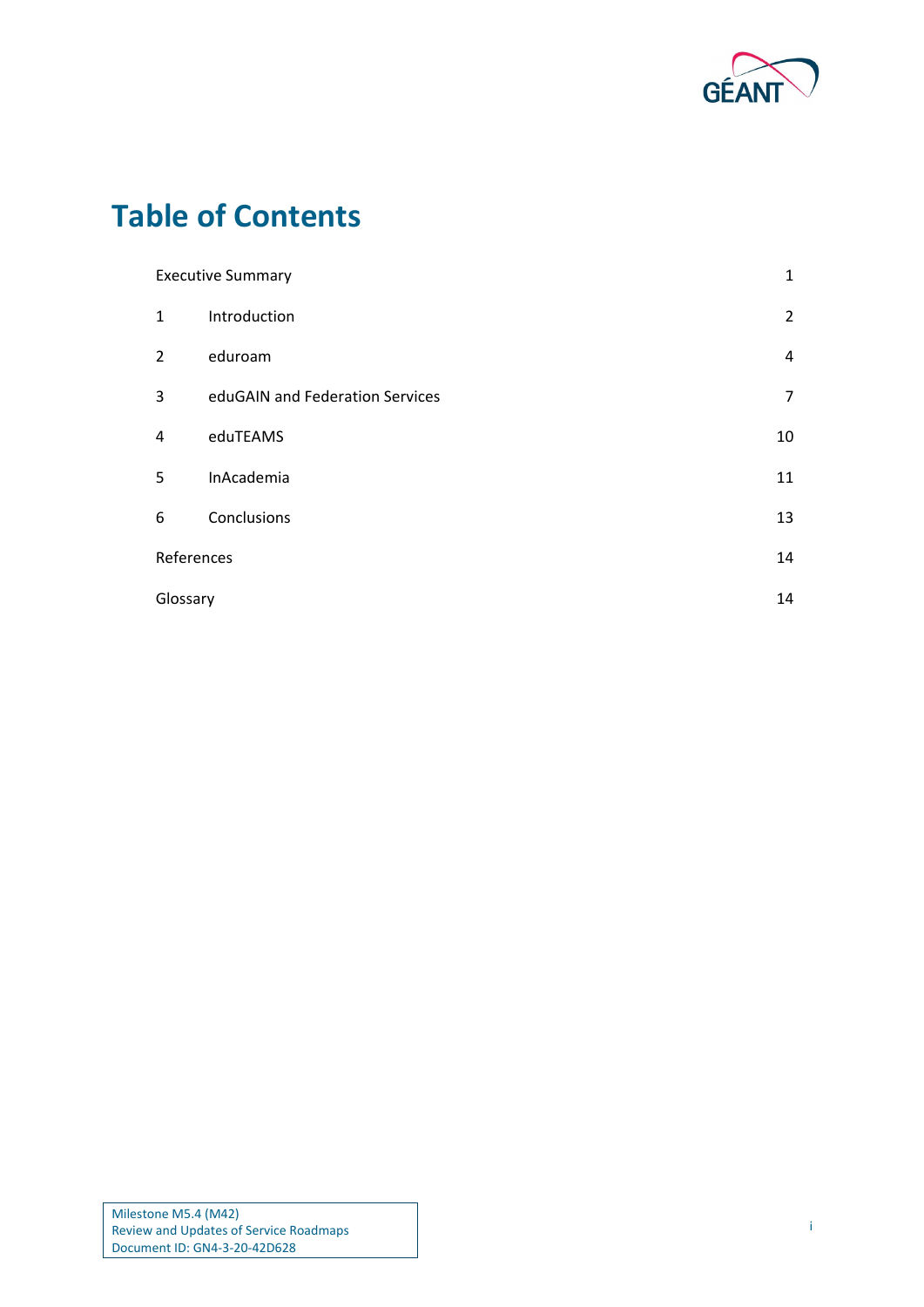# Table of Contents

| | | |
|---|---|---|
| Executive Summary | | 1 |
| 1 | Introduction | 2 |
| 2 | eduroam | 4 |
| 3 | eduGAIN and Federation Services | 7 |
| 4 | eduTEAMS | 10 |
| 5 | InAcademia | 11 |
| 6 | Conclusions | 13 |
| References | | 14 |
| Glossary | | 14 |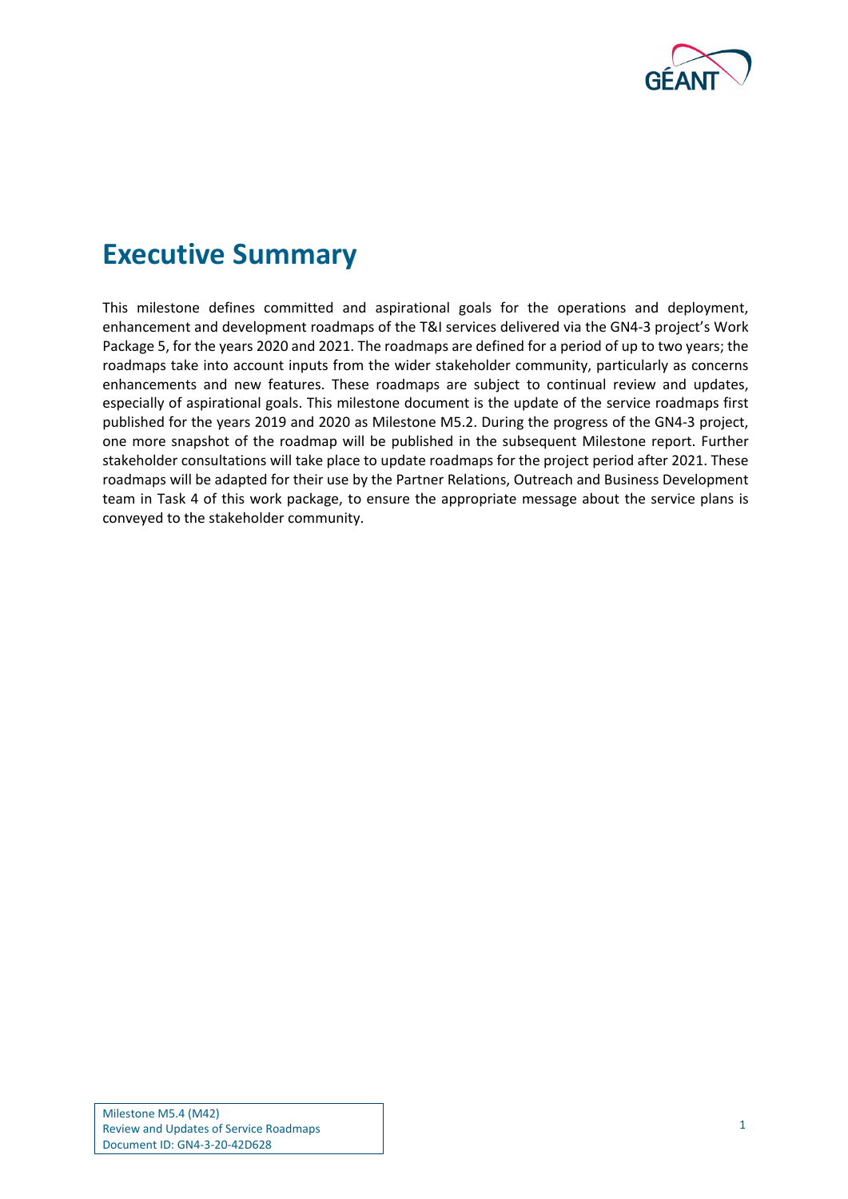# Executive Summary

This milestone defines committed and aspirational goals for the operations and deployment, enhancement and development roadmaps of the T&I services delivered via the GN4-3 project's Work Package 5, for the years 2020 and 2021. The roadmaps are defined for a period of up to two years; the roadmaps take into account inputs from the wider stakeholder community, particularly as concerns enhancements and new features. These roadmaps are subject to continual review and updates, especially of aspirational goals. This milestone document is the update of the service roadmaps first published for the years 2019 and 2020 as Milestone M5.2. During the progress of the GN4-3 project, one more snapshot of the roadmap will be published in the subsequent Milestone report. Further stakeholder consultations will take place to update roadmaps for the project period after 2021. These roadmaps will be adapted for their use by the Partner Relations, Outreach and Business Development team in Task 4 of this work package, to ensure the appropriate message about the service plans is conveyed to the stakeholder community.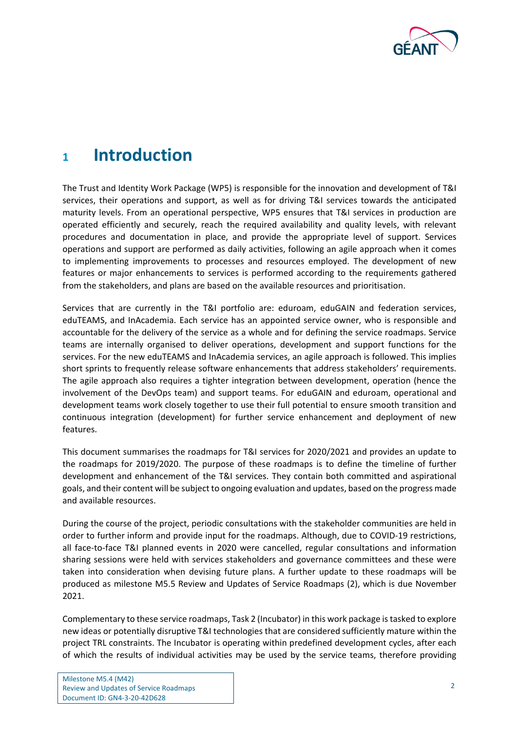# 1 Introduction

The Trust and Identity Work Package (WP5) is responsible for the innovation and development of T&I services, their operations and support, as well as for driving T&I services towards the anticipated maturity levels. From an operational perspective, WP5 ensures that T&I services in production are operated efficiently and securely, reach the required availability and quality levels, with relevant procedures and documentation in place, and provide the appropriate level of support. Services operations and support are performed as daily activities, following an agile approach when it comes to implementing improvements to processes and resources employed. The development of new features or major enhancements to services is performed according to the requirements gathered from the stakeholders, and plans are based on the available resources and prioritisation.

Services that are currently in the T&I portfolio are: eduroam, eduGAIN and federation services, eduTEAMS, and InAcademia. Each service has an appointed service owner, who is responsible and accountable for the delivery of the service as a whole and for defining the service roadmaps. Service teams are internally organised to deliver operations, development and support functions for the services. For the new eduTEAMS and InAcademia services, an agile approach is followed. This implies short sprints to frequently release software enhancements that address stakeholders' requirements. The agile approach also requires a tighter integration between development, operation (hence the involvement of the DevOps team) and support teams. For eduGAIN and eduroam, operational and development teams work closely together to use their full potential to ensure smooth transition and continuous integration (development) for further service enhancement and deployment of new features.

This document summarises the roadmaps for T&I services for 2020/2021 and provides an update to the roadmaps for 2019/2020. The purpose of these roadmaps is to define the timeline of further development and enhancement of the T&I services. They contain both committed and aspirational goals, and their content will be subject to ongoing evaluation and updates, based on the progress made and available resources.

During the course of the project, periodic consultations with the stakeholder communities are held in order to further inform and provide input for the roadmaps. Although, due to COVID-19 restrictions, all face-to-face T&I planned events in 2020 were cancelled, regular consultations and information sharing sessions were held with services stakeholders and governance committees and these were taken into consideration when devising future plans. A further update to these roadmaps will be produced as milestone M5.5 Review and Updates of Service Roadmaps (2), which is due November 2021.

Complementary to these service roadmaps, Task 2 (Incubator) in this work package is tasked to explore new ideas or potentially disruptive T&I technologies that are considered sufficiently mature within the project TRL constraints. The Incubator is operating within predefined development cycles, after each of which the results of individual activities may be used by the service teams, therefore providing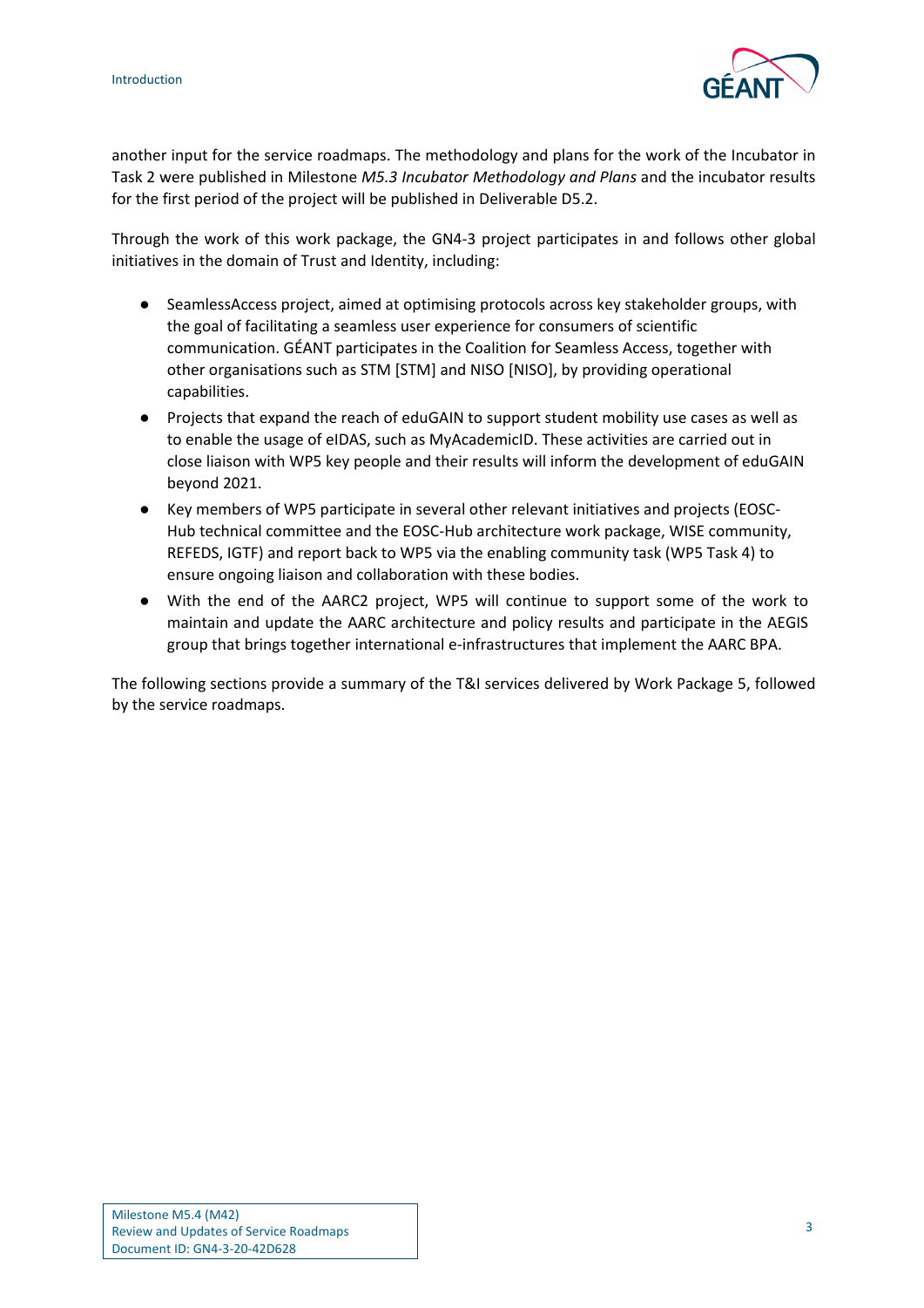another input for the service roadmaps. The methodology and plans for the work of the Incubator in Task 2 were published in Milestone *M5.3 Incubator Methodology and Plans* and the incubator results for the first period of the project will be published in Deliverable D5.2.

Through the work of this work package, the GN4-3 project participates in and follows other global initiatives in the domain of Trust and Identity, including:

- SeamlessAccess project, aimed at optimising protocols across key stakeholder groups, with the goal of facilitating a seamless user experience for consumers of scientific communication. GÉANT participates in the Coalition for Seamless Access, together with other organisations such as STM [STM] and NISO [NISO], by providing operational capabilities.
- Projects that expand the reach of eduGAIN to support student mobility use cases as well as to enable the usage of eIDAS, such as MyAcademicID. These activities are carried out in close liaison with WP5 key people and their results will inform the development of eduGAIN beyond 2021.
- Key members of WP5 participate in several other relevant initiatives and projects (EOSC-Hub technical committee and the EOSC-Hub architecture work package, WISE community, REFEDS, IGTF) and report back to WP5 via the enabling community task (WP5 Task 4) to ensure ongoing liaison and collaboration with these bodies.
- With the end of the AARC2 project, WP5 will continue to support some of the work to maintain and update the AARC architecture and policy results and participate in the AEGIS group that brings together international e-infrastructures that implement the AARC BPA.

The following sections provide a summary of the T&I services delivered by Work Package 5, followed by the service roadmaps.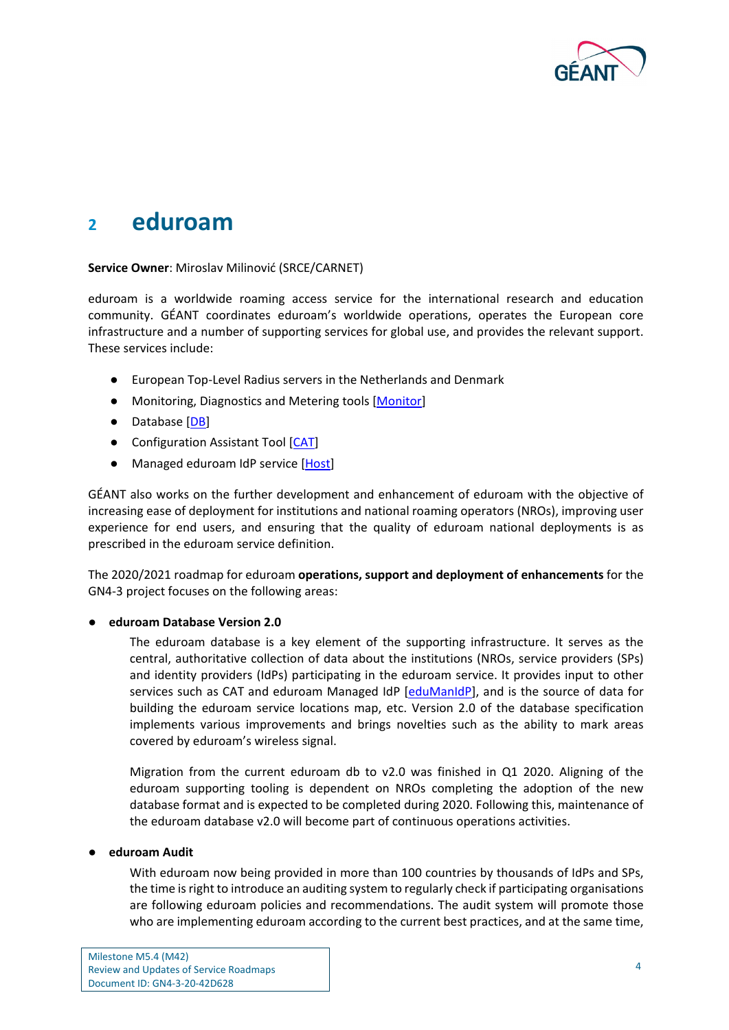# 2 eduroam

**Service Owner**: Miroslav Milinović (SRCE/CARNET)

eduroam is a worldwide roaming access service for the international research and education community. GÉANT coordinates eduroam's worldwide operations, operates the European core infrastructure and a number of supporting services for global use, and provides the relevant support. These services include:

- European Top-Level Radius servers in the Netherlands and Denmark
- Monitoring, Diagnostics and Metering tools [Monitor]
- Database [DB]
- Configuration Assistant Tool [CAT]
- Managed eduroam IdP service [Host]

GÉANT also works on the further development and enhancement of eduroam with the objective of increasing ease of deployment for institutions and national roaming operators (NROs), improving user experience for end users, and ensuring that the quality of eduroam national deployments is as prescribed in the eduroam service definition.

The 2020/2021 roadmap for eduroam **operations, support and deployment of enhancements** for the GN4-3 project focuses on the following areas:

- **eduroam Database Version 2.0**

  The eduroam database is a key element of the supporting infrastructure. It serves as the central, authoritative collection of data about the institutions (NROs, service providers (SPs) and identity providers (IdPs) participating in the eduroam service. It provides input to other services such as CAT and eduroam Managed IdP [eduManIdP], and is the source of data for building the eduroam service locations map, etc. Version 2.0 of the database specification implements various improvements and brings novelties such as the ability to mark areas covered by eduroam's wireless signal.

  Migration from the current eduroam db to v2.0 was finished in Q1 2020. Aligning of the eduroam supporting tooling is dependent on NROs completing the adoption of the new database format and is expected to be completed during 2020. Following this, maintenance of the eduroam database v2.0 will become part of continuous operations activities.

- **eduroam Audit**

  With eduroam now being provided in more than 100 countries by thousands of IdPs and SPs, the time is right to introduce an auditing system to regularly check if participating organisations are following eduroam policies and recommendations. The audit system will promote those who are implementing eduroam according to the current best practices, and at the same time,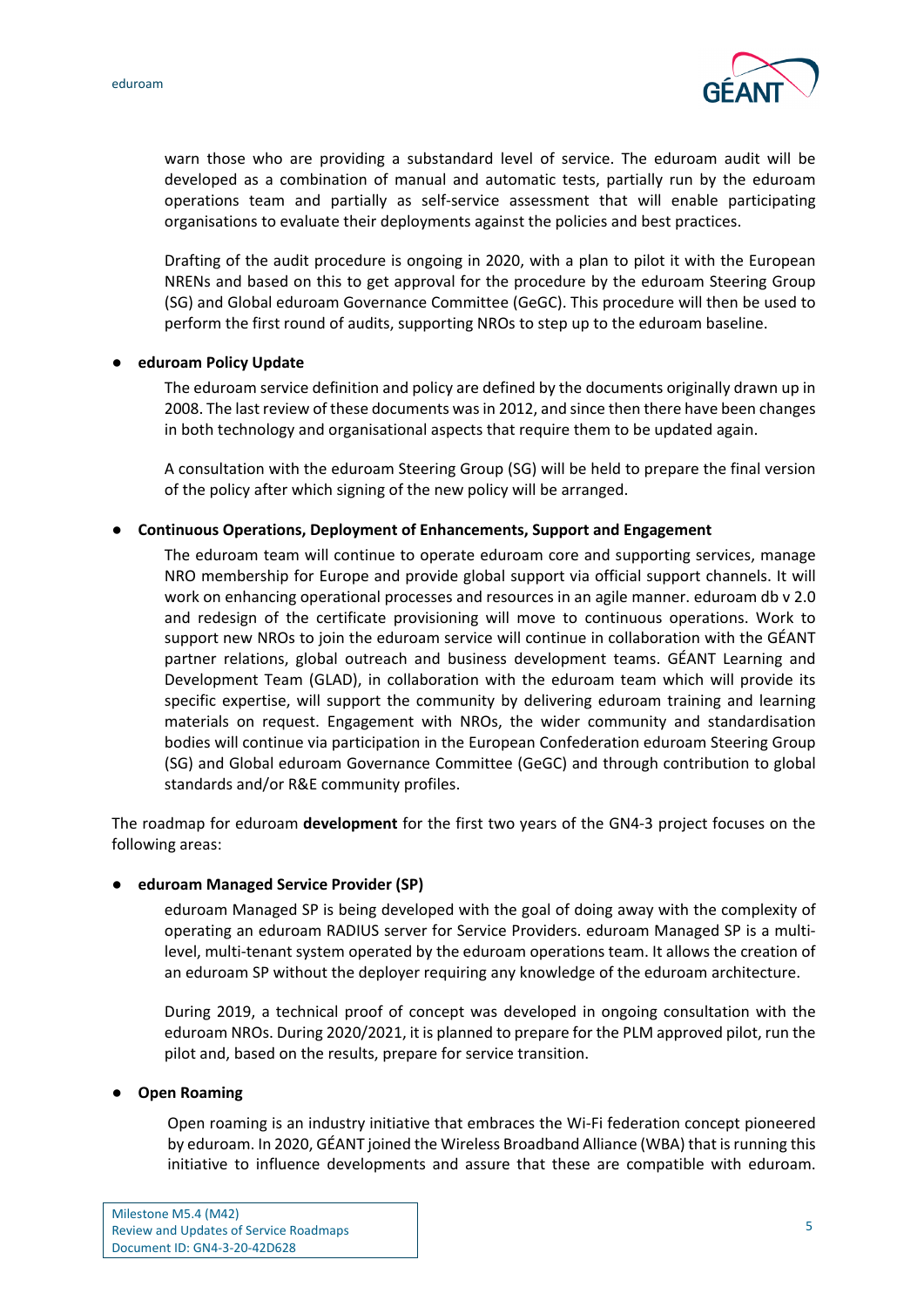warn those who are providing a substandard level of service. The eduroam audit will be developed as a combination of manual and automatic tests, partially run by the eduroam operations team and partially as self-service assessment that will enable participating organisations to evaluate their deployments against the policies and best practices.

Drafting of the audit procedure is ongoing in 2020, with a plan to pilot it with the European NRENs and based on this to get approval for the procedure by the eduroam Steering Group (SG) and Global eduroam Governance Committee (GeGC). This procedure will then be used to perform the first round of audits, supporting NROs to step up to the eduroam baseline.

- **eduroam Policy Update**

  The eduroam service definition and policy are defined by the documents originally drawn up in 2008. The last review of these documents was in 2012, and since then there have been changes in both technology and organisational aspects that require them to be updated again.

  A consultation with the eduroam Steering Group (SG) will be held to prepare the final version of the policy after which signing of the new policy will be arranged.

- **Continuous Operations, Deployment of Enhancements, Support and Engagement**

  The eduroam team will continue to operate eduroam core and supporting services, manage NRO membership for Europe and provide global support via official support channels. It will work on enhancing operational processes and resources in an agile manner. eduroam db v 2.0 and redesign of the certificate provisioning will move to continuous operations. Work to support new NROs to join the eduroam service will continue in collaboration with the GÉANT partner relations, global outreach and business development teams. GÉANT Learning and Development Team (GLAD), in collaboration with the eduroam team which will provide its specific expertise, will support the community by delivering eduroam training and learning materials on request. Engagement with NROs, the wider community and standardisation bodies will continue via participation in the European Confederation eduroam Steering Group (SG) and Global eduroam Governance Committee (GeGC) and through contribution to global standards and/or R&E community profiles.

The roadmap for eduroam **development** for the first two years of the GN4-3 project focuses on the following areas:

- **eduroam Managed Service Provider (SP)**

  eduroam Managed SP is being developed with the goal of doing away with the complexity of operating an eduroam RADIUS server for Service Providers. eduroam Managed SP is a multi-level, multi-tenant system operated by the eduroam operations team. It allows the creation of an eduroam SP without the deployer requiring any knowledge of the eduroam architecture.

  During 2019, a technical proof of concept was developed in ongoing consultation with the eduroam NROs. During 2020/2021, it is planned to prepare for the PLM approved pilot, run the pilot and, based on the results, prepare for service transition.

- **Open Roaming**

  Open roaming is an industry initiative that embraces the Wi-Fi federation concept pioneered by eduroam. In 2020, GÉANT joined the Wireless Broadband Alliance (WBA) that is running this initiative to influence developments and assure that these are compatible with eduroam.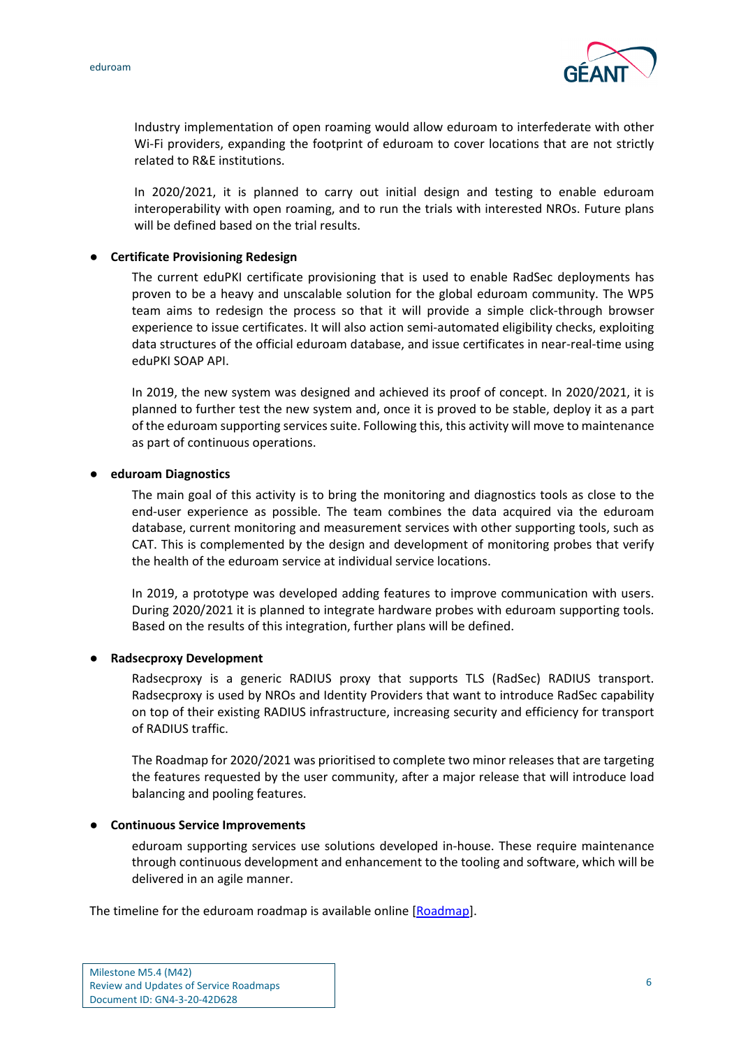Industry implementation of open roaming would allow eduroam to interfederate with other Wi-Fi providers, expanding the footprint of eduroam to cover locations that are not strictly related to R&E institutions.

In 2020/2021, it is planned to carry out initial design and testing to enable eduroam interoperability with open roaming, and to run the trials with interested NROs. Future plans will be defined based on the trial results.

- **Certificate Provisioning Redesign**

  The current eduPKI certificate provisioning that is used to enable RadSec deployments has proven to be a heavy and unscalable solution for the global eduroam community. The WP5 team aims to redesign the process so that it will provide a simple click-through browser experience to issue certificates. It will also action semi-automated eligibility checks, exploiting data structures of the official eduroam database, and issue certificates in near-real-time using eduPKI SOAP API.

  In 2019, the new system was designed and achieved its proof of concept. In 2020/2021, it is planned to further test the new system and, once it is proved to be stable, deploy it as a part of the eduroam supporting services suite. Following this, this activity will move to maintenance as part of continuous operations.

- **eduroam Diagnostics**

  The main goal of this activity is to bring the monitoring and diagnostics tools as close to the end-user experience as possible. The team combines the data acquired via the eduroam database, current monitoring and measurement services with other supporting tools, such as CAT. This is complemented by the design and development of monitoring probes that verify the health of the eduroam service at individual service locations.

  In 2019, a prototype was developed adding features to improve communication with users. During 2020/2021 it is planned to integrate hardware probes with eduroam supporting tools. Based on the results of this integration, further plans will be defined.

- **Radsecproxy Development**

  Radsecproxy is a generic RADIUS proxy that supports TLS (RadSec) RADIUS transport. Radsecproxy is used by NROs and Identity Providers that want to introduce RadSec capability on top of their existing RADIUS infrastructure, increasing security and efficiency for transport of RADIUS traffic.

  The Roadmap for 2020/2021 was prioritised to complete two minor releases that are targeting the features requested by the user community, after a major release that will introduce load balancing and pooling features.

- **Continuous Service Improvements**

  eduroam supporting services use solutions developed in-house. These require maintenance through continuous development and enhancement to the tooling and software, which will be delivered in an agile manner.

The timeline for the eduroam roadmap is available online [Roadmap].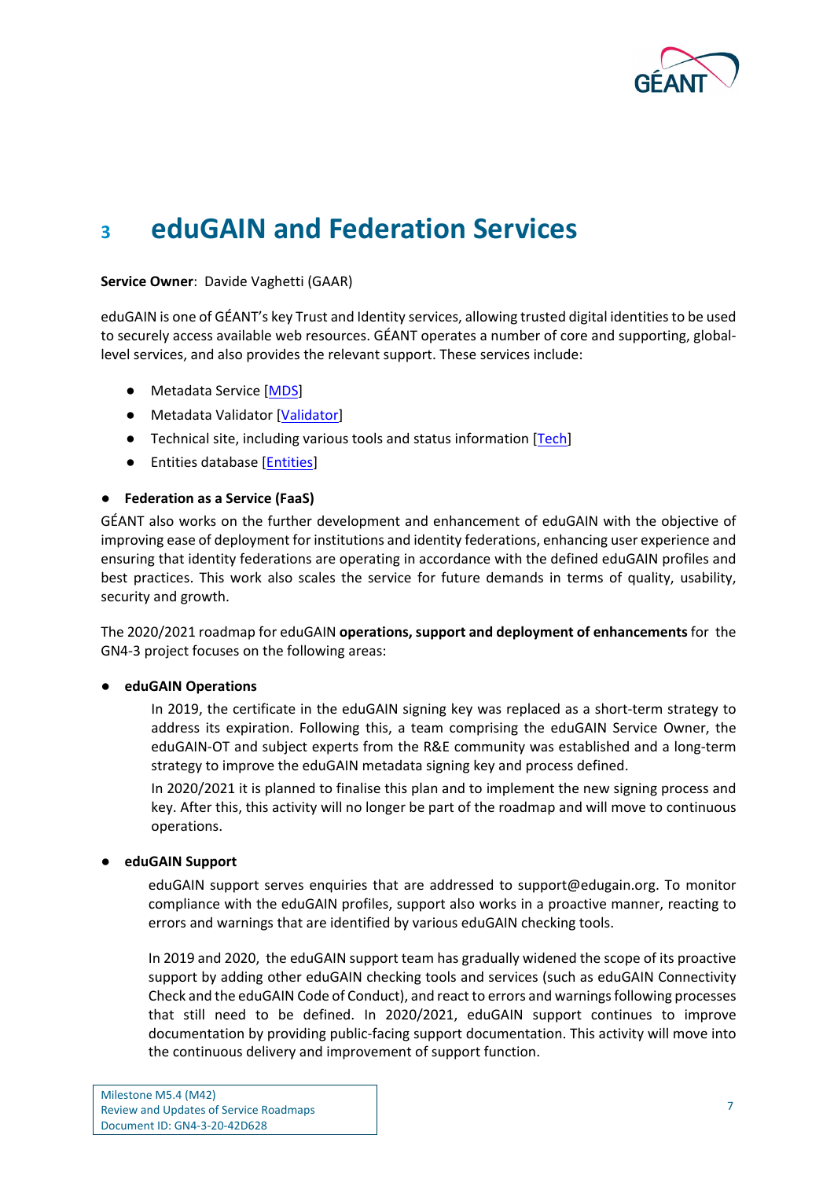# 3 eduGAIN and Federation Services

**Service Owner**: Davide Vaghetti (GAAR)

eduGAIN is one of GÉANT's key Trust and Identity services, allowing trusted digital identities to be used to securely access available web resources. GÉANT operates a number of core and supporting, global-level services, and also provides the relevant support. These services include:

- Metadata Service [MDS]
- Metadata Validator [Validator]
- Technical site, including various tools and status information [Tech]
- Entities database [Entities]

- **Federation as a Service (FaaS)**

GÉANT also works on the further development and enhancement of eduGAIN with the objective of improving ease of deployment for institutions and identity federations, enhancing user experience and ensuring that identity federations are operating in accordance with the defined eduGAIN profiles and best practices. This work also scales the service for future demands in terms of quality, usability, security and growth.

The 2020/2021 roadmap for eduGAIN **operations, support and deployment of enhancements** for the GN4-3 project focuses on the following areas:

- **eduGAIN Operations**

  In 2019, the certificate in the eduGAIN signing key was replaced as a short-term strategy to address its expiration. Following this, a team comprising the eduGAIN Service Owner, the eduGAIN-OT and subject experts from the R&E community was established and a long-term strategy to improve the eduGAIN metadata signing key and process defined.

  In 2020/2021 it is planned to finalise this plan and to implement the new signing process and key. After this, this activity will no longer be part of the roadmap and will move to continuous operations.

- **eduGAIN Support**

  eduGAIN support serves enquiries that are addressed to support@edugain.org. To monitor compliance with the eduGAIN profiles, support also works in a proactive manner, reacting to errors and warnings that are identified by various eduGAIN checking tools.

  In 2019 and 2020, the eduGAIN support team has gradually widened the scope of its proactive support by adding other eduGAIN checking tools and services (such as eduGAIN Connectivity Check and the eduGAIN Code of Conduct), and react to errors and warnings following processes that still need to be defined. In 2020/2021, eduGAIN support continues to improve documentation by providing public-facing support documentation. This activity will move into the continuous delivery and improvement of support function.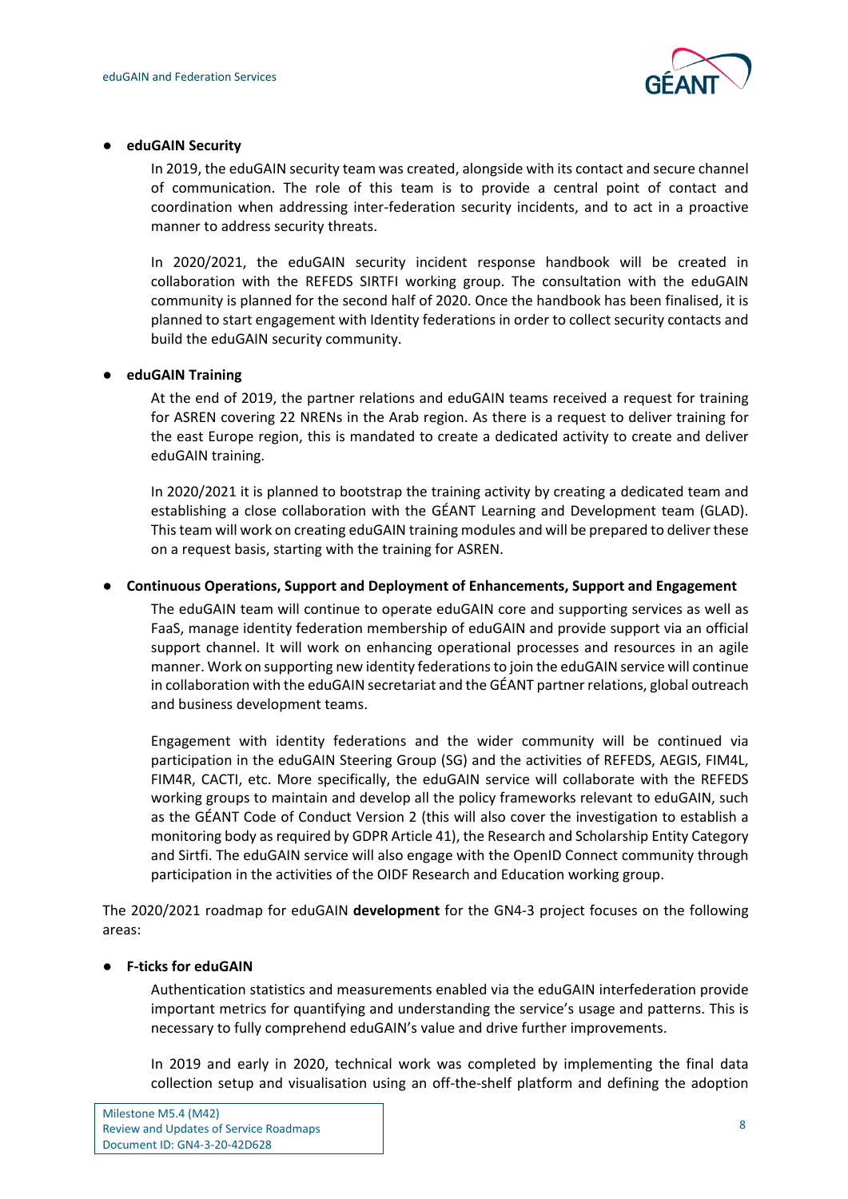- **eduGAIN Security**

  In 2019, the eduGAIN security team was created, alongside with its contact and secure channel of communication. The role of this team is to provide a central point of contact and coordination when addressing inter-federation security incidents, and to act in a proactive manner to address security threats.

  In 2020/2021, the eduGAIN security incident response handbook will be created in collaboration with the REFEDS SIRTFI working group. The consultation with the eduGAIN community is planned for the second half of 2020. Once the handbook has been finalised, it is planned to start engagement with Identity federations in order to collect security contacts and build the eduGAIN security community.

- **eduGAIN Training**

  At the end of 2019, the partner relations and eduGAIN teams received a request for training for ASREN covering 22 NRENs in the Arab region. As there is a request to deliver training for the east Europe region, this is mandated to create a dedicated activity to create and deliver eduGAIN training.

  In 2020/2021 it is planned to bootstrap the training activity by creating a dedicated team and establishing a close collaboration with the GÉANT Learning and Development team (GLAD). This team will work on creating eduGAIN training modules and will be prepared to deliver these on a request basis, starting with the training for ASREN.

- **Continuous Operations, Support and Deployment of Enhancements, Support and Engagement**

  The eduGAIN team will continue to operate eduGAIN core and supporting services as well as FaaS, manage identity federation membership of eduGAIN and provide support via an official support channel. It will work on enhancing operational processes and resources in an agile manner. Work on supporting new identity federations to join the eduGAIN service will continue in collaboration with the eduGAIN secretariat and the GÉANT partner relations, global outreach and business development teams.

  Engagement with identity federations and the wider community will be continued via participation in the eduGAIN Steering Group (SG) and the activities of REFEDS, AEGIS, FIM4L, FIM4R, CACTI, etc. More specifically, the eduGAIN service will collaborate with the REFEDS working groups to maintain and develop all the policy frameworks relevant to eduGAIN, such as the GÉANT Code of Conduct Version 2 (this will also cover the investigation to establish a monitoring body as required by GDPR Article 41), the Research and Scholarship Entity Category and Sirtfi. The eduGAIN service will also engage with the OpenID Connect community through participation in the activities of the OIDF Research and Education working group.

The 2020/2021 roadmap for eduGAIN **development** for the GN4-3 project focuses on the following areas:

- **F-ticks for eduGAIN**

  Authentication statistics and measurements enabled via the eduGAIN interfederation provide important metrics for quantifying and understanding the service's usage and patterns. This is necessary to fully comprehend eduGAIN's value and drive further improvements.

  In 2019 and early in 2020, technical work was completed by implementing the final data collection setup and visualisation using an off-the-shelf platform and defining the adoption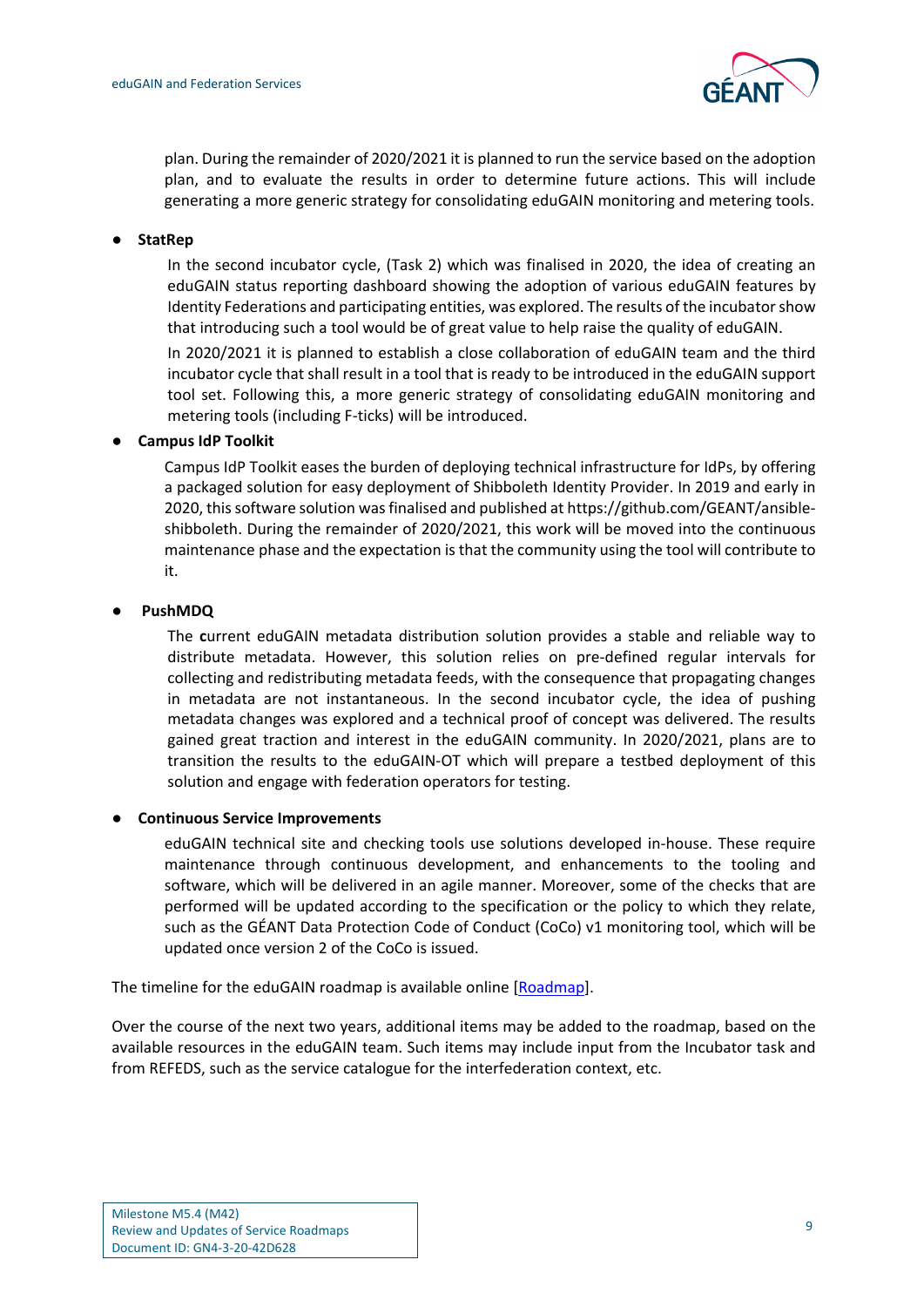plan. During the remainder of 2020/2021 it is planned to run the service based on the adoption plan, and to evaluate the results in order to determine future actions. This will include generating a more generic strategy for consolidating eduGAIN monitoring and metering tools.

- **StatRep**

  In the second incubator cycle, (Task 2) which was finalised in 2020, the idea of creating an eduGAIN status reporting dashboard showing the adoption of various eduGAIN features by Identity Federations and participating entities, was explored. The results of the incubator show that introducing such a tool would be of great value to help raise the quality of eduGAIN.

  In 2020/2021 it is planned to establish a close collaboration of eduGAIN team and the third incubator cycle that shall result in a tool that is ready to be introduced in the eduGAIN support tool set. Following this, a more generic strategy of consolidating eduGAIN monitoring and metering tools (including F-ticks) will be introduced.

- **Campus IdP Toolkit**

  Campus IdP Toolkit eases the burden of deploying technical infrastructure for IdPs, by offering a packaged solution for easy deployment of Shibboleth Identity Provider. In 2019 and early in 2020, this software solution was finalised and published at https://github.com/GEANT/ansible-shibboleth. During the remainder of 2020/2021, this work will be moved into the continuous maintenance phase and the expectation is that the community using the tool will contribute to it.

- **PushMDQ**

  The **c**urrent eduGAIN metadata distribution solution provides a stable and reliable way to distribute metadata. However, this solution relies on pre-defined regular intervals for collecting and redistributing metadata feeds, with the consequence that propagating changes in metadata are not instantaneous. In the second incubator cycle, the idea of pushing metadata changes was explored and a technical proof of concept was delivered. The results gained great traction and interest in the eduGAIN community. In 2020/2021, plans are to transition the results to the eduGAIN-OT which will prepare a testbed deployment of this solution and engage with federation operators for testing.

- **Continuous Service Improvements**

  eduGAIN technical site and checking tools use solutions developed in-house. These require maintenance through continuous development, and enhancements to the tooling and software, which will be delivered in an agile manner. Moreover, some of the checks that are performed will be updated according to the specification or the policy to which they relate, such as the GÉANT Data Protection Code of Conduct (CoCo) v1 monitoring tool, which will be updated once version 2 of the CoCo is issued.

The timeline for the eduGAIN roadmap is available online [Roadmap].

Over the course of the next two years, additional items may be added to the roadmap, based on the available resources in the eduGAIN team. Such items may include input from the Incubator task and from REFEDS, such as the service catalogue for the interfederation context, etc.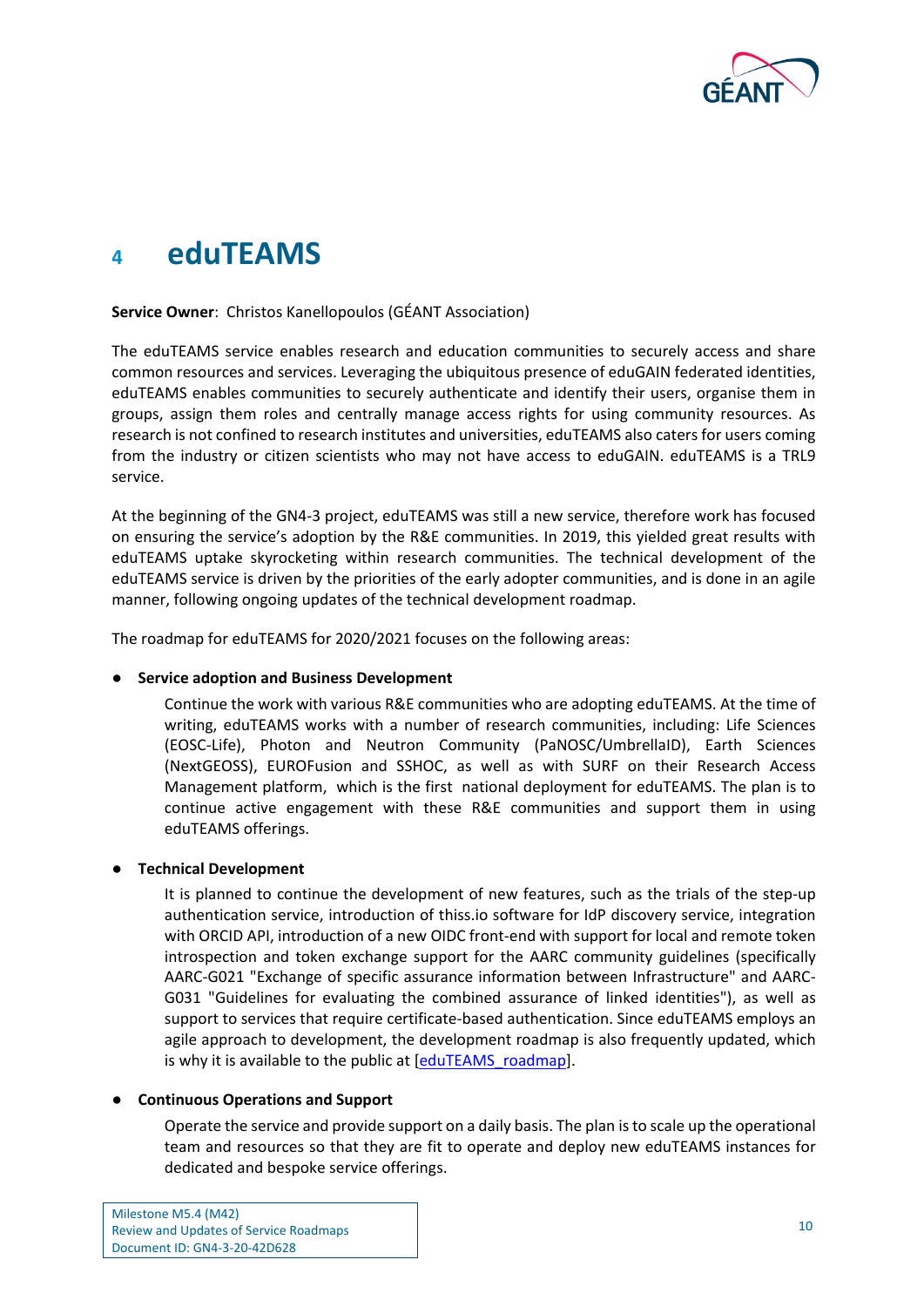# 4 eduTEAMS

**Service Owner**: Christos Kanellopoulos (GÉANT Association)

The eduTEAMS service enables research and education communities to securely access and share common resources and services. Leveraging the ubiquitous presence of eduGAIN federated identities, eduTEAMS enables communities to securely authenticate and identify their users, organise them in groups, assign them roles and centrally manage access rights for using community resources. As research is not confined to research institutes and universities, eduTEAMS also caters for users coming from the industry or citizen scientists who may not have access to eduGAIN. eduTEAMS is a TRL9 service.

At the beginning of the GN4-3 project, eduTEAMS was still a new service, therefore work has focused on ensuring the service's adoption by the R&E communities. In 2019, this yielded great results with eduTEAMS uptake skyrocketing within research communities. The technical development of the eduTEAMS service is driven by the priorities of the early adopter communities, and is done in an agile manner, following ongoing updates of the technical development roadmap.

The roadmap for eduTEAMS for 2020/2021 focuses on the following areas:

- **Service adoption and Business Development**

  Continue the work with various R&E communities who are adopting eduTEAMS. At the time of writing, eduTEAMS works with a number of research communities, including: Life Sciences (EOSC-Life), Photon and Neutron Community (PaNOSC/UmbrellaID), Earth Sciences (NextGEOSS), EUROFusion and SSHOC, as well as with SURF on their Research Access Management platform, which is the first national deployment for eduTEAMS. The plan is to continue active engagement with these R&E communities and support them in using eduTEAMS offerings.

- **Technical Development**

  It is planned to continue the development of new features, such as the trials of the step-up authentication service, introduction of thiss.io software for IdP discovery service, integration with ORCID API, introduction of a new OIDC front-end with support for local and remote token introspection and token exchange support for the AARC community guidelines (specifically AARC-G021 "Exchange of specific assurance information between Infrastructure" and AARC-G031 "Guidelines for evaluating the combined assurance of linked identities"), as well as support to services that require certificate-based authentication. Since eduTEAMS employs an agile approach to development, the development roadmap is also frequently updated, which is why it is available to the public at [eduTEAMS_roadmap].

- **Continuous Operations and Support**

  Operate the service and provide support on a daily basis. The plan is to scale up the operational team and resources so that they are fit to operate and deploy new eduTEAMS instances for dedicated and bespoke service offerings.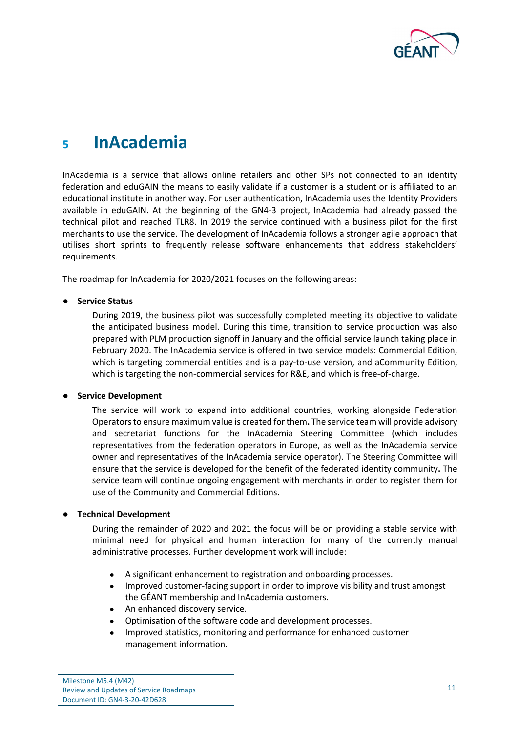# 5 InAcademia

InAcademia is a service that allows online retailers and other SPs not connected to an identity federation and eduGAIN the means to easily validate if a customer is a student or is affiliated to an educational institute in another way. For user authentication, InAcademia uses the Identity Providers available in eduGAIN. At the beginning of the GN4-3 project, InAcademia had already passed the technical pilot and reached TLR8. In 2019 the service continued with a business pilot for the first merchants to use the service. The development of InAcademia follows a stronger agile approach that utilises short sprints to frequently release software enhancements that address stakeholders' requirements.

The roadmap for InAcademia for 2020/2021 focuses on the following areas:

- **Service Status**

  During 2019, the business pilot was successfully completed meeting its objective to validate the anticipated business model. During this time, transition to service production was also prepared with PLM production signoff in January and the official service launch taking place in February 2020. The InAcademia service is offered in two service models: Commercial Edition, which is targeting commercial entities and is a pay-to-use version, and aCommunity Edition, which is targeting the non-commercial services for R&E, and which is free-of-charge.

- **Service Development**

  The service will work to expand into additional countries, working alongside Federation Operators to ensure maximum value is created for them**.** The service team will provide advisory and secretariat functions for the InAcademia Steering Committee (which includes representatives from the federation operators in Europe, as well as the InAcademia service owner and representatives of the InAcademia service operator). The Steering Committee will ensure that the service is developed for the benefit of the federated identity community**.** The service team will continue ongoing engagement with merchants in order to register them for use of the Community and Commercial Editions.

- **Technical Development**

  During the remainder of 2020 and 2021 the focus will be on providing a stable service with minimal need for physical and human interaction for many of the currently manual administrative processes. Further development work will include:

  - A significant enhancement to registration and onboarding processes.
  - Improved customer-facing support in order to improve visibility and trust amongst the GÉANT membership and InAcademia customers.
  - An enhanced discovery service.
  - Optimisation of the software code and development processes.
  - Improved statistics, monitoring and performance for enhanced customer management information.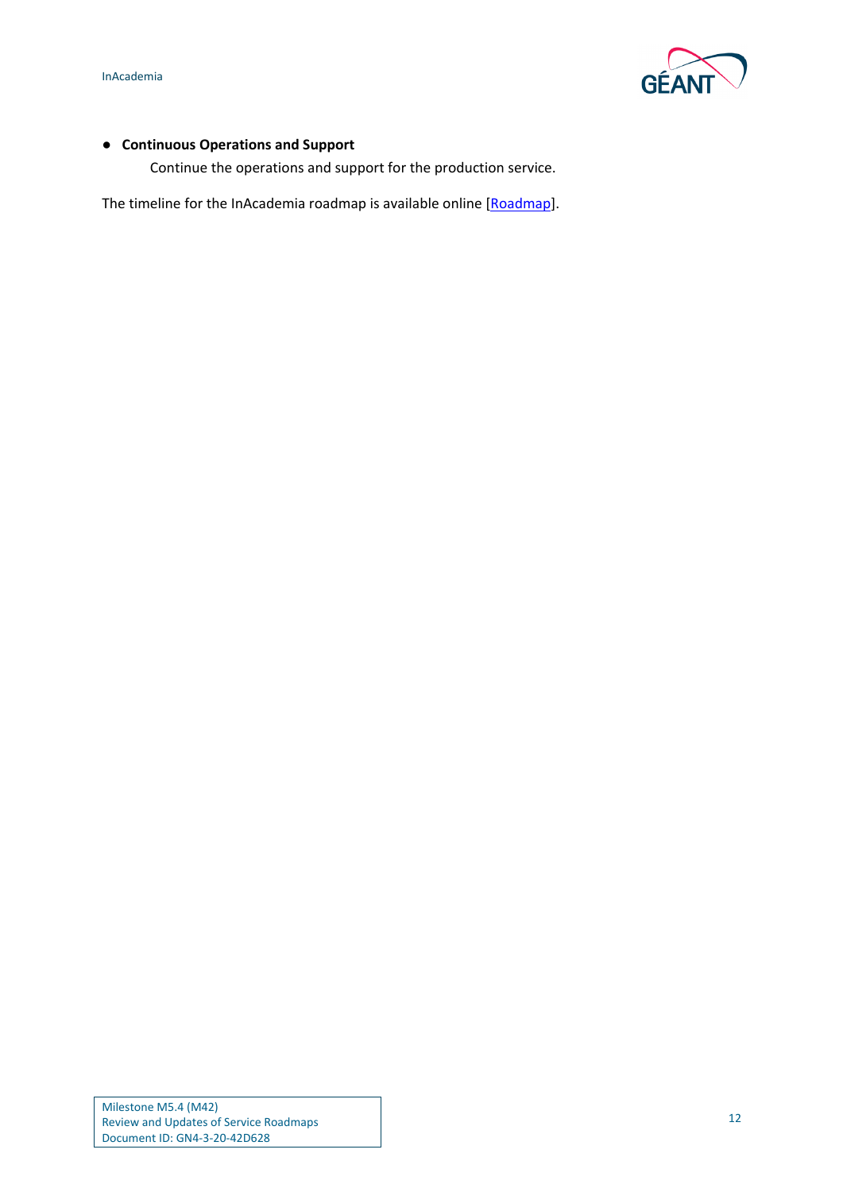- **Continuous Operations and Support**

  Continue the operations and support for the production service.

The timeline for the InAcademia roadmap is available online [Roadmap].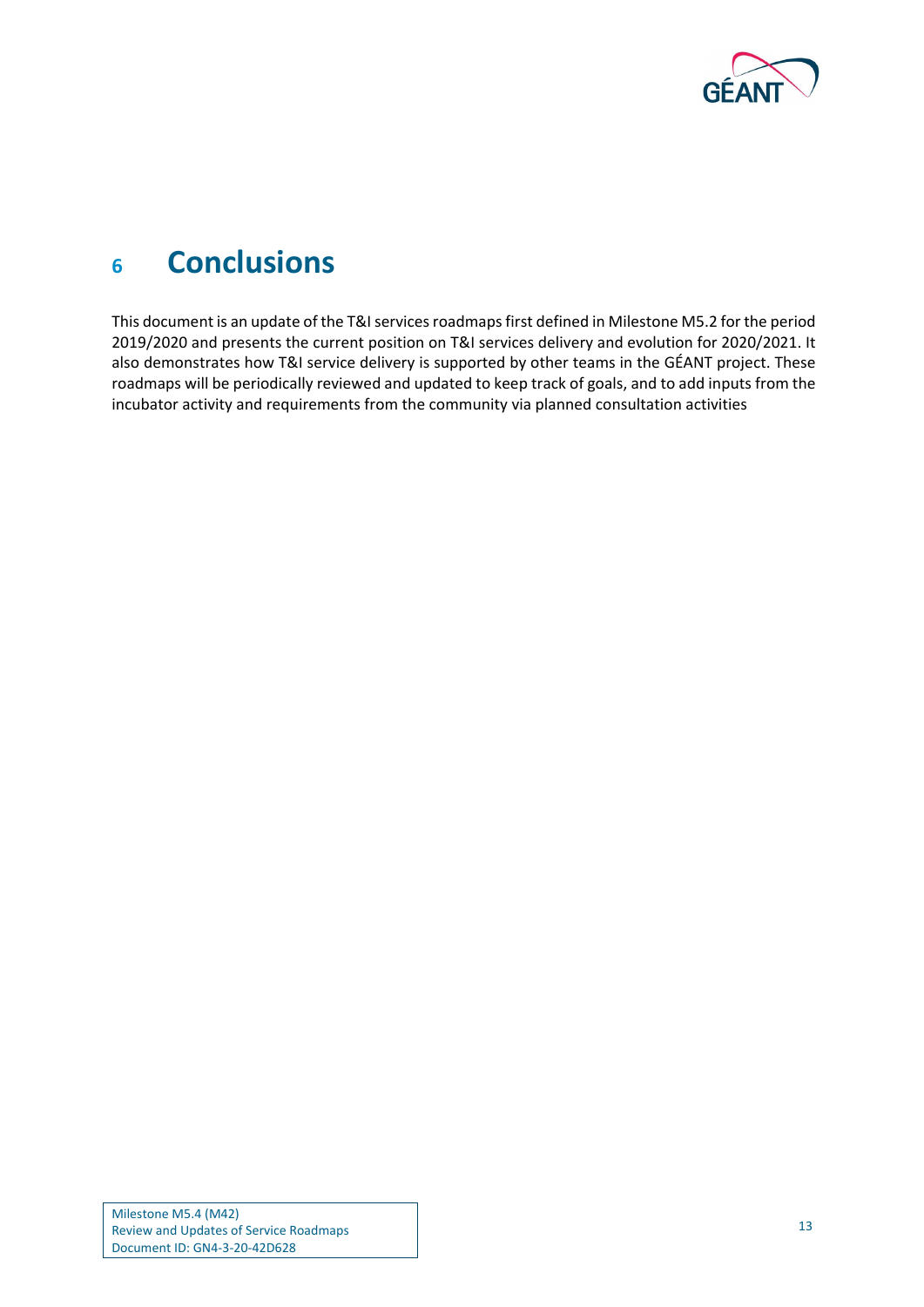# 6 Conclusions

This document is an update of the T&I services roadmaps first defined in Milestone M5.2 for the period 2019/2020 and presents the current position on T&I services delivery and evolution for 2020/2021. It also demonstrates how T&I service delivery is supported by other teams in the GÉANT project. These roadmaps will be periodically reviewed and updated to keep track of goals, and to add inputs from the incubator activity and requirements from the community via planned consultation activities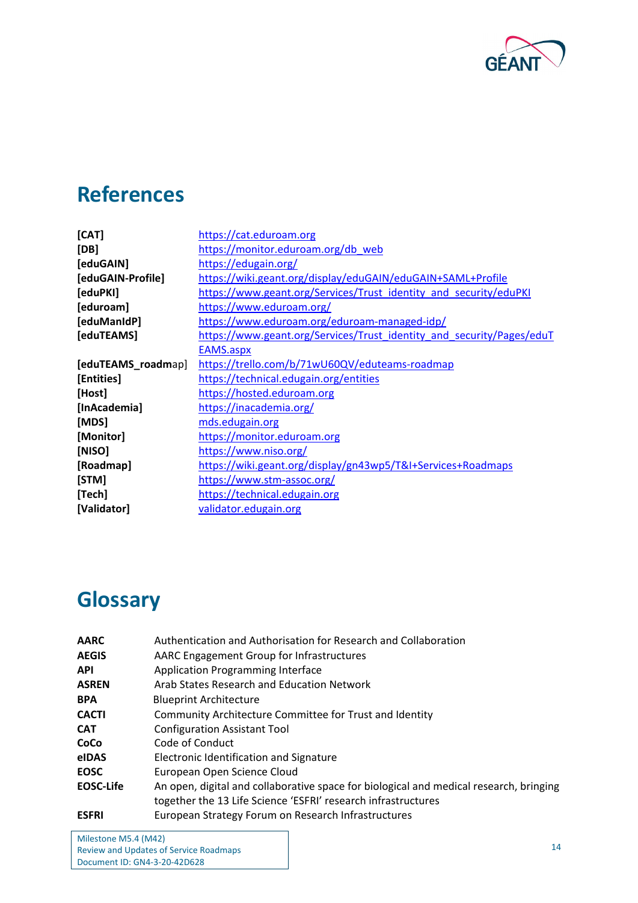# References

| | |
|---|---|
| **[CAT]** | https://cat.eduroam.org |
| **[DB]** | https://monitor.eduroam.org/db_web |
| **[eduGAIN]** | https://edugain.org/ |
| **[eduGAIN-Profile]** | https://wiki.geant.org/display/eduGAIN/eduGAIN+SAML+Profile |
| **[eduPKI]** | https://www.geant.org/Services/Trust_identity_and_security/eduPKI |
| **[eduroam]** | https://www.eduroam.org/ |
| **[eduManIdP]** | https://www.eduroam.org/eduroam-managed-idp/ |
| **[eduTEAMS]** | https://www.geant.org/Services/Trust_identity_and_security/Pages/eduTEAMS.aspx |
| **[eduTEAMS_roadmap]** | https://trello.com/b/71wU60QV/eduteams-roadmap |
| **[Entities]** | https://technical.edugain.org/entities |
| **[Host]** | https://hosted.eduroam.org |
| **[InAcademia]** | https://inacademia.org/ |
| **[MDS]** | mds.edugain.org |
| **[Monitor]** | https://monitor.eduroam.org |
| **[NISO]** | https://www.niso.org/ |
| **[Roadmap]** | https://wiki.geant.org/display/gn43wp5/T&I+Services+Roadmaps |
| **[STM]** | https://www.stm-assoc.org/ |
| **[Tech]** | https://technical.edugain.org |
| **[Validator]** | validator.edugain.org |

# Glossary

| | |
|---|---|
| **AARC** | Authentication and Authorisation for Research and Collaboration |
| **AEGIS** | AARC Engagement Group for Infrastructures |
| **API** | Application Programming Interface |
| **ASREN** | Arab States Research and Education Network |
| **BPA** | Blueprint Architecture |
| **CACTI** | Community Architecture Committee for Trust and Identity |
| **CAT** | Configuration Assistant Tool |
| **CoCo** | Code of Conduct |
| **eIDAS** | Electronic Identification and Signature |
| **EOSC** | European Open Science Cloud |
| **EOSC-Life** | An open, digital and collaborative space for biological and medical research, bringing together the 13 Life Science 'ESFRI' research infrastructures |
| **ESFRI** | European Strategy Forum on Research Infrastructures |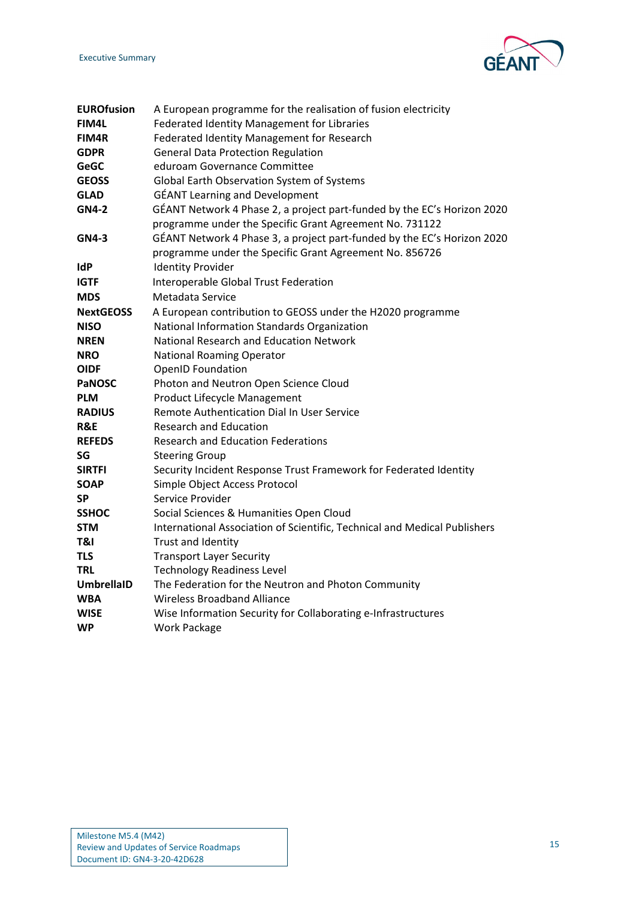| | |
|---|---|
| **EUROfusion** | A European programme for the realisation of fusion electricity |
| **FIM4L** | Federated Identity Management for Libraries |
| **FIM4R** | Federated Identity Management for Research |
| **GDPR** | General Data Protection Regulation |
| **GeGC** | eduroam Governance Committee |
| **GEOSS** | Global Earth Observation System of Systems |
| **GLAD** | GÉANT Learning and Development |
| **GN4-2** | GÉANT Network 4 Phase 2, a project part-funded by the EC's Horizon 2020 programme under the Specific Grant Agreement No. 731122 |
| **GN4-3** | GÉANT Network 4 Phase 3, a project part-funded by the EC's Horizon 2020 programme under the Specific Grant Agreement No. 856726 |
| **IdP** | Identity Provider |
| **IGTF** | Interoperable Global Trust Federation |
| **MDS** | Metadata Service |
| **NextGEOSS** | A European contribution to GEOSS under the H2020 programme |
| **NISO** | National Information Standards Organization |
| **NREN** | National Research and Education Network |
| **NRO** | National Roaming Operator |
| **OIDF** | OpenID Foundation |
| **PaNOSC** | Photon and Neutron Open Science Cloud |
| **PLM** | Product Lifecycle Management |
| **RADIUS** | Remote Authentication Dial In User Service |
| **R&E** | Research and Education |
| **REFEDS** | Research and Education Federations |
| **SG** | Steering Group |
| **SIRTFI** | Security Incident Response Trust Framework for Federated Identity |
| **SOAP** | Simple Object Access Protocol |
| **SP** | Service Provider |
| **SSHOC** | Social Sciences & Humanities Open Cloud |
| **STM** | International Association of Scientific, Technical and Medical Publishers |
| **T&I** | Trust and Identity |
| **TLS** | Transport Layer Security |
| **TRL** | Technology Readiness Level |
| **UmbrellaID** | The Federation for the Neutron and Photon Community |
| **WBA** | Wireless Broadband Alliance |
| **WISE** | Wise Information Security for Collaborating e-Infrastructures |
| **WP** | Work Package |